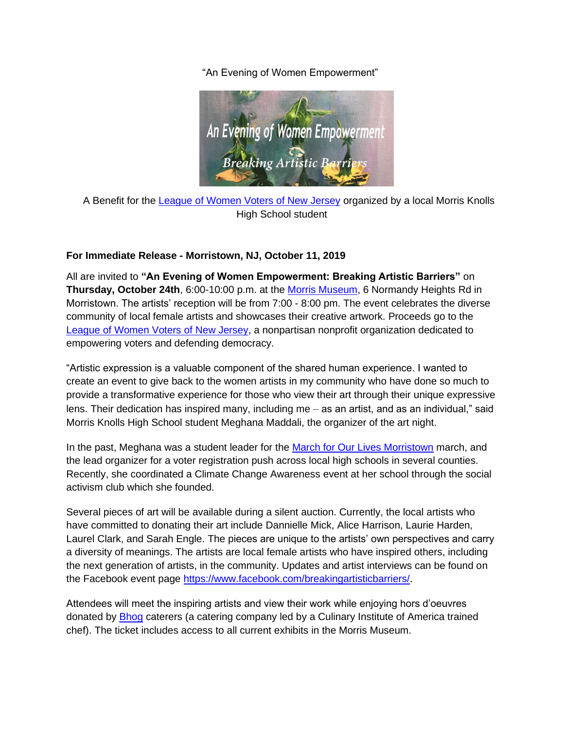"An Evening of Women Empowerment"

A Benefit for the League of Women Voters of New Jersey organized by a local Morris Knolls High School student

**For Immediate Release - Morristown, NJ, October 11, 2019**

All are invited to **"An Evening of Women Empowerment: Breaking Artistic Barriers"** on **Thursday, October 24th**, 6:00-10:00 p.m. at the Morris Museum, 6 Normandy Heights Rd in Morristown. The artists' reception will be from 7:00 - 8:00 pm. The event celebrates the diverse community of local female artists and showcases their creative artwork. Proceeds go to the League of Women Voters of New Jersey, a nonpartisan nonprofit organization dedicated to empowering voters and defending democracy.

"Artistic expression is a valuable component of the shared human experience. I wanted to create an event to give back to the women artists in my community who have done so much to provide a transformative experience for those who view their art through their unique expressive lens. Their dedication has inspired many, including me – as an artist, and as an individual," said Morris Knolls High School student Meghana Maddali, the organizer of the art night.

In the past, Meghana was a student leader for the March for Our Lives Morristown march, and the lead organizer for a voter registration push across local high schools in several counties. Recently, she coordinated a Climate Change Awareness event at her school through the social activism club which she founded.

Several pieces of art will be available during a silent auction. Currently, the local artists who have committed to donating their art include Dannielle Mick, Alice Harrison, Laurie Harden, Laurel Clark, and Sarah Engle. The pieces are unique to the artists' own perspectives and carry a diversity of meanings. The artists are local female artists who have inspired others, including the next generation of artists, in the community. Updates and artist interviews can be found on the Facebook event page https://www.facebook.com/breakingartisticbarriers/.

Attendees will meet the inspiring artists and view their work while enjoying hors d'oeuvres donated by Bhog caterers (a catering company led by a Culinary Institute of America trained chef). The ticket includes access to all current exhibits in the Morris Museum.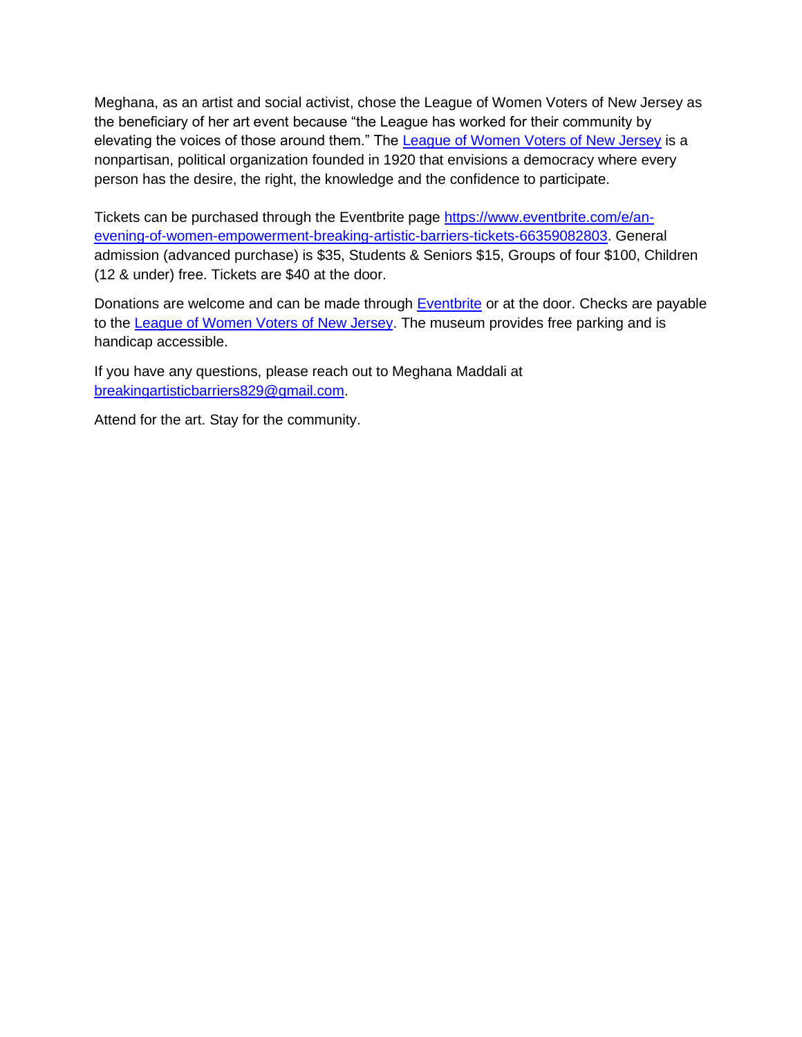Meghana, as an artist and social activist, chose the League of Women Voters of New Jersey as the beneficiary of her art event because "the League has worked for their community by elevating the voices of those around them." The [League of Women Voters of New Jersey]() is a nonpartisan, political organization founded in 1920 that envisions a democracy where every person has the desire, the right, the knowledge and the confidence to participate.

Tickets can be purchased through the Eventbrite page [https://www.eventbrite.com/e/an-evening-of-women-empowerment-breaking-artistic-barriers-tickets-66359082803](https://www.eventbrite.com/e/an-evening-of-women-empowerment-breaking-artistic-barriers-tickets-66359082803). General admission (advanced purchase) is $35, Students & Seniors $15, Groups of four $100, Children (12 & under) free. Tickets are $40 at the door.

Donations are welcome and can be made through [Eventbrite]() or at the door. Checks are payable to the [League of Women Voters of New Jersey](). The museum provides free parking and is handicap accessible.

If you have any questions, please reach out to Meghana Maddali at [breakingartisticbarriers829@gmail.com](mailto:breakingartisticbarriers829@gmail.com).

Attend for the art. Stay for the community.